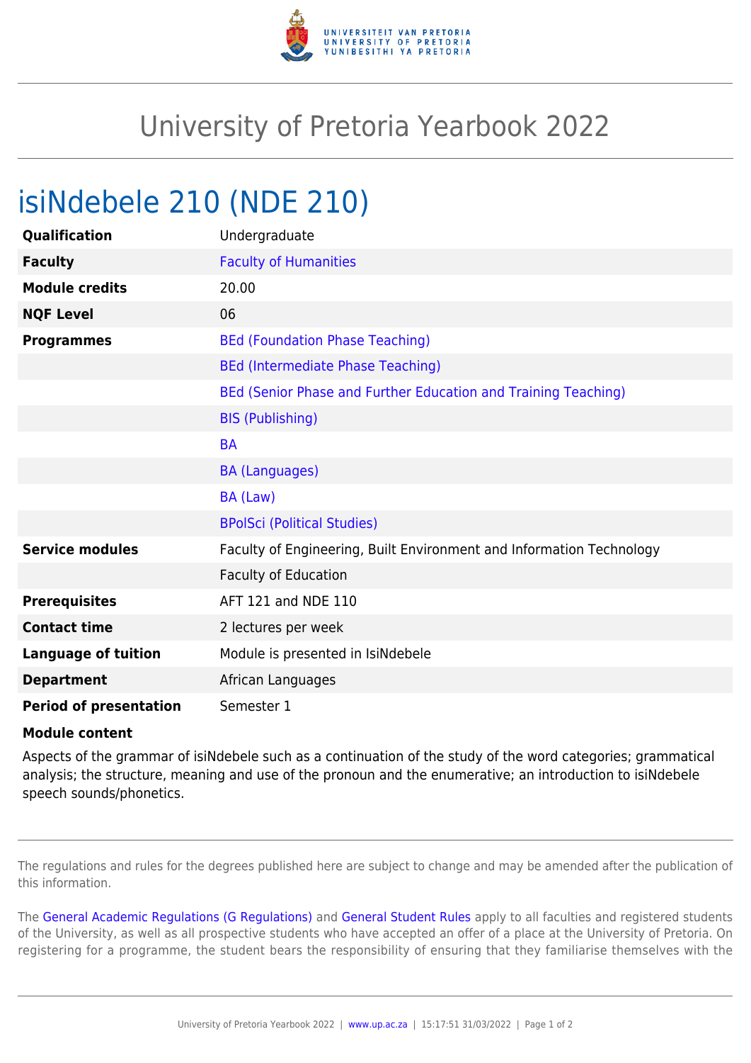# University of Pretoria Yearbook 2022

## isiNdebele 210 (NDE 210)

| | |
|---|---|
| **Qualification** | Undergraduate |
| **Faculty** | Faculty of Humanities |
| **Module credits** | 20.00 |
| **NQF Level** | 06 |
| **Programmes** | BEd (Foundation Phase Teaching) |
| | BEd (Intermediate Phase Teaching) |
| | BEd (Senior Phase and Further Education and Training Teaching) |
| | BIS (Publishing) |
| | BA |
| | BA (Languages) |
| | BA (Law) |
| | BPolSci (Political Studies) |
| **Service modules** | Faculty of Engineering, Built Environment and Information Technology |
| | Faculty of Education |
| **Prerequisites** | AFT 121 and NDE 110 |
| **Contact time** | 2 lectures per week |
| **Language of tuition** | Module is presented in IsiNdebele |
| **Department** | African Languages |
| **Period of presentation** | Semester 1 |

**Module content**

Aspects of the grammar of isiNdebele such as a continuation of the study of the word categories; grammatical analysis; the structure, meaning and use of the pronoun and the enumerative; an introduction to isiNdebele speech sounds/phonetics.

The regulations and rules for the degrees published here are subject to change and may be amended after the publication of this information.

The General Academic Regulations (G Regulations) and General Student Rules apply to all faculties and registered students of the University, as well as all prospective students who have accepted an offer of a place at the University of Pretoria. On registering for a programme, the student bears the responsibility of ensuring that they familiarise themselves with the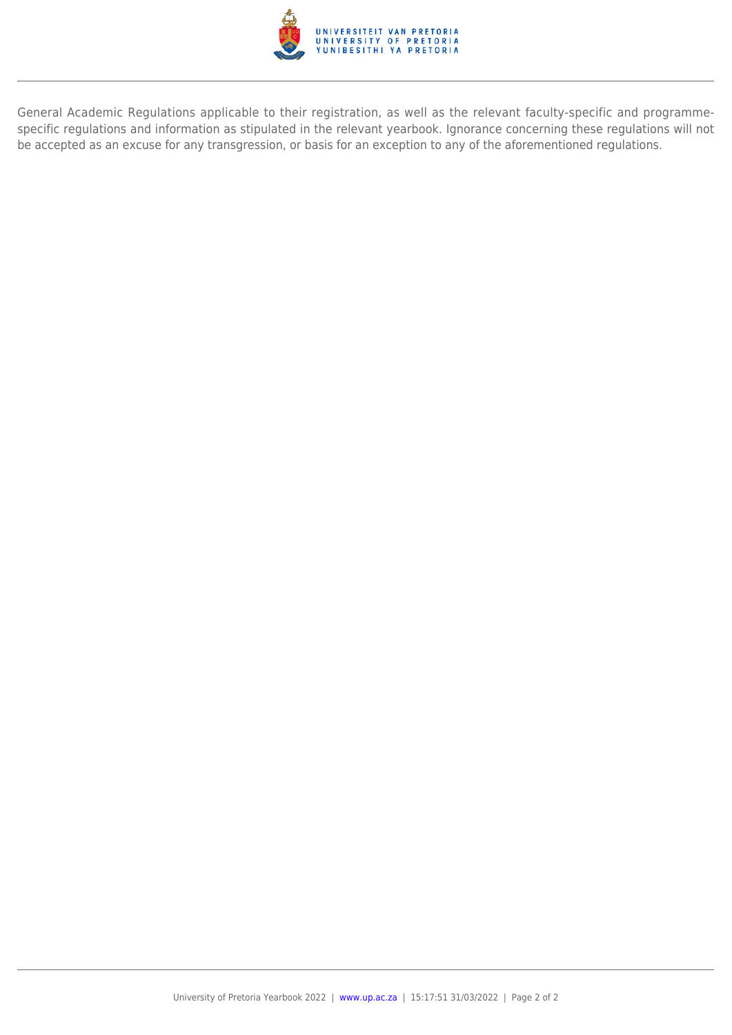General Academic Regulations applicable to their registration, as well as the relevant faculty-specific and programme-specific regulations and information as stipulated in the relevant yearbook. Ignorance concerning these regulations will not be accepted as an excuse for any transgression, or basis for an exception to any of the aforementioned regulations.